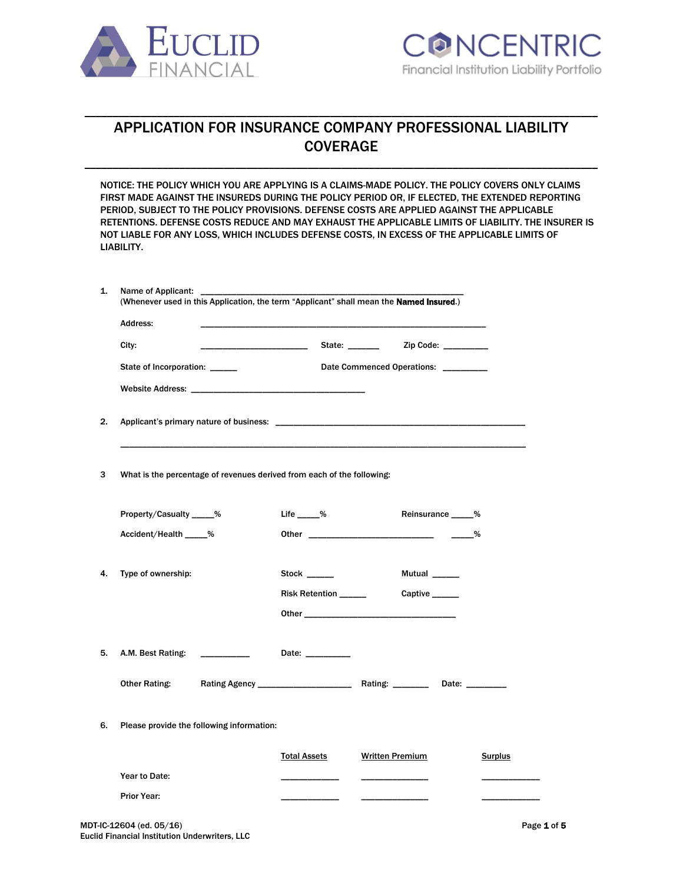EUCLID FINANCIAL

CONCENTRIC
Financial Institution Liability Portfolio

# APPLICATION FOR INSURANCE COMPANY PROFESSIONAL LIABILITY COVERAGE

NOTICE: THE POLICY WHICH YOU ARE APPLYING IS A CLAIMS-MADE POLICY. THE POLICY COVERS ONLY CLAIMS FIRST MADE AGAINST THE INSUREDS DURING THE POLICY PERIOD OR, IF ELECTED, THE EXTENDED REPORTING PERIOD, SUBJECT TO THE POLICY PROVISIONS. DEFENSE COSTS ARE APPLIED AGAINST THE APPLICABLE RETENTIONS. DEFENSE COSTS REDUCE AND MAY EXHAUST THE APPLICABLE LIMITS OF LIABILITY. THE INSURER IS NOT LIABLE FOR ANY LOSS, WHICH INCLUDES DEFENSE COSTS, IN EXCESS OF THE APPLICABLE LIMITS OF LIABILITY.

1. Name of Applicant: ______________________________________________________
   (Whenever used in this Application, the term "Applicant" shall mean the **Named Insured**.)

   Address: ______________________________________________________

   City: ______________________ State: ______ Zip Code: _________

   State of Incorporation: ______ Date Commenced Operations: _________

   Website Address: ____________________________________

2. Applicant's primary nature of business: ______________________________________________________

   ______________________________________________________________________________________

3 What is the percentage of revenues derived from each of the following:

   Property/Casualty _____% Life _____% Reinsurance _____%

   Accident/Health _____% Other __________________________ _____%

4. Type of ownership: Stock ______ Mutual ______

   Risk Retention ______ Captive ______

   Other ________________________________

5. A.M. Best Rating: __________ Date: _________

   Other Rating: Rating Agency ____________________ Rating: _______ Date: ________

6. Please provide the following information:

| | Total Assets | Written Premium | Surplus |
|---|---|---|---|
| Year to Date: | ____________ | ______________ | ____________ |
| Prior Year: | ____________ | ______________ | ____________ |

MDT-IC-12604 (ed. 05/16)
Euclid Financial Institution Underwriters, LLC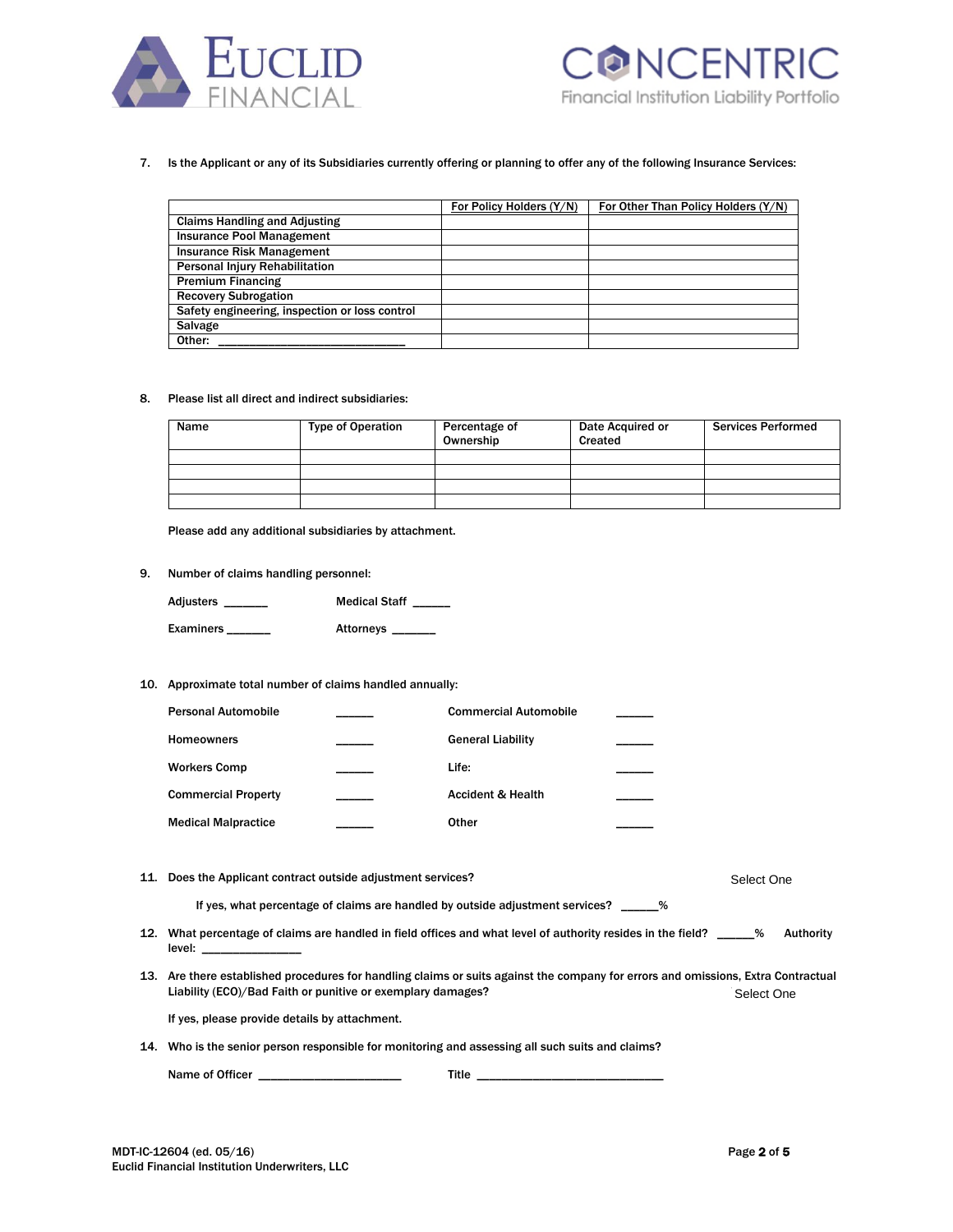7. Is the Applicant or any of its Subsidiaries currently offering or planning to offer any of the following Insurance Services:

| | For Policy Holders (Y/N) | For Other Than Policy Holders (Y/N) |
|---|---|---|
| Claims Handling and Adjusting | | |
| Insurance Pool Management | | |
| Insurance Risk Management | | |
| Personal Injury Rehabilitation | | |
| Premium Financing | | |
| Recovery Subrogation | | |
| Safety engineering, inspection or loss control | | |
| Salvage | | |
| Other: ______________________________ | | |

8. Please list all direct and indirect subsidiaries:

| Name | Type of Operation | Percentage of Ownership | Date Acquired or Created | Services Performed |
|---|---|---|---|---|
| | | | | |
| | | | | |
| | | | | |
| | | | | |

Please add any additional subsidiaries by attachment.

9. Number of claims handling personnel:

Adjusters _______ Medical Staff ______

Examiners _______ Attorneys _______

10. Approximate total number of claims handled annually:

| | | | |
|---|---|---|---|
| Personal Automobile | ______ | Commercial Automobile | ______ |
| Homeowners | ______ | General Liability | ______ |
| Workers Comp | ______ | Life: | ______ |
| Commercial Property | ______ | Accident & Health | ______ |
| Medical Malpractice | ______ | Other | ______ |

11. Does the Applicant contract outside adjustment services? Select One

If yes, what percentage of claims are handled by outside adjustment services? ______%

12. What percentage of claims are handled in field offices and what level of authority resides in the field? ______% Authority level: ________________

13. Are there established procedures for handling claims or suits against the company for errors and omissions, Extra Contractual Liability (ECO)/Bad Faith or punitive or exemplary damages? Select One

If yes, please provide details by attachment.

14. Who is the senior person responsible for monitoring and assessing all such suits and claims?

Name of Officer ________________________ Title _______________________________

MDT-IC-12604 (ed. 05/16)
Euclid Financial Institution Underwriters, LLC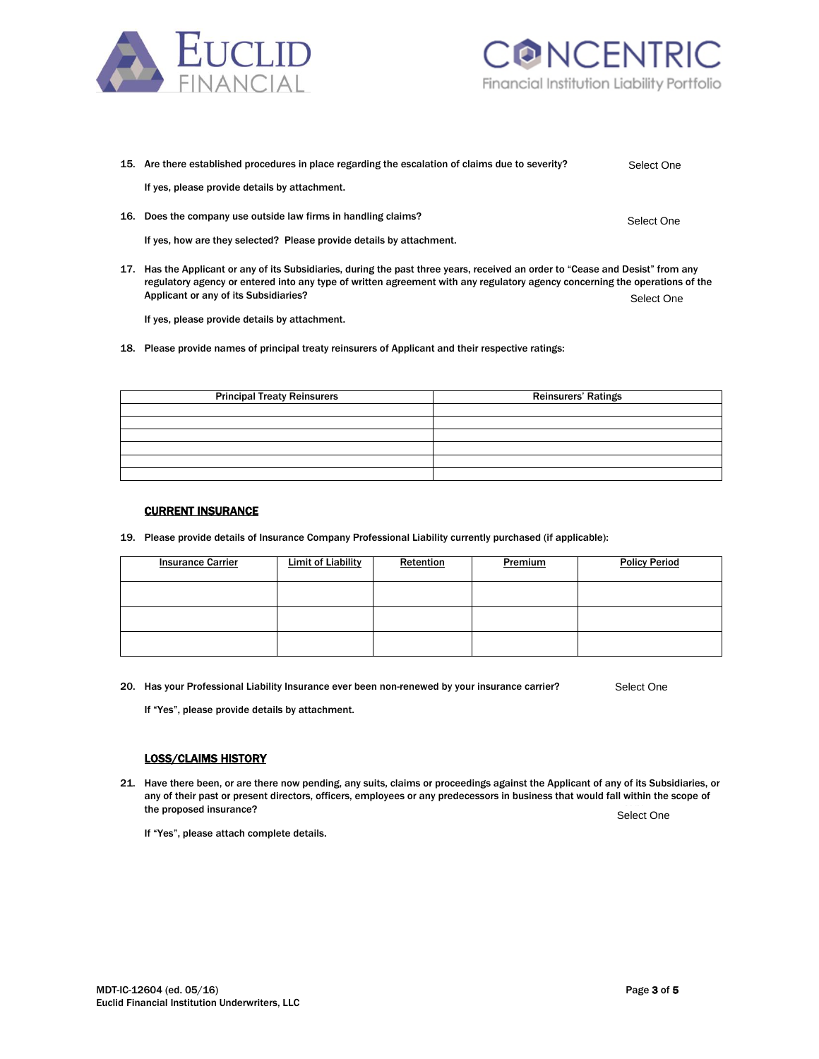15. Are there established procedures in place regarding the escalation of claims due to severity? Select One

    If yes, please provide details by attachment.

16. Does the company use outside law firms in handling claims? Select One

    If yes, how are they selected? Please provide details by attachment.

17. Has the Applicant or any of its Subsidiaries, during the past three years, received an order to "Cease and Desist" from any regulatory agency or entered into any type of written agreement with any regulatory agency concerning the operations of the Applicant or any of its Subsidiaries? Select One

    If yes, please provide details by attachment.

18. Please provide names of principal treaty reinsurers of Applicant and their respective ratings:

| Principal Treaty Reinsurers | Reinsurers' Ratings |
|---|---|
| | |
| | |
| | |
| | |
| | |
| | |

**CURRENT INSURANCE**

19. Please provide details of Insurance Company Professional Liability currently purchased (if applicable):

| Insurance Carrier | Limit of Liability | Retention | Premium | Policy Period |
|---|---|---|---|---|
| | | | | |
| | | | | |
| | | | | |

20. Has your Professional Liability Insurance ever been non-renewed by your insurance carrier? Select One

    If "Yes", please provide details by attachment.

**LOSS/CLAIMS HISTORY**

21. Have there been, or are there now pending, any suits, claims or proceedings against the Applicant of any of its Subsidiaries, or any of their past or present directors, officers, employees or any predecessors in business that would fall within the scope of the proposed insurance? Select One

    If "Yes", please attach complete details.

MDT-IC-12604 (ed. 05/16)
Euclid Financial Institution Underwriters, LLC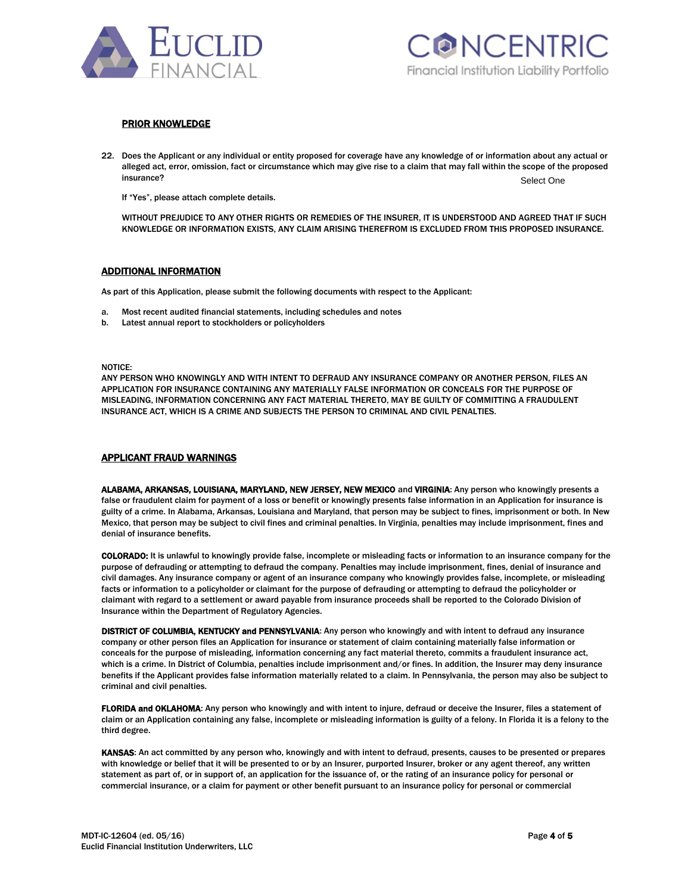## PRIOR KNOWLEDGE

22. Does the Applicant or any individual or entity proposed for coverage have any knowledge of or information about any actual or alleged act, error, omission, fact or circumstance which may give rise to a claim that may fall within the scope of the proposed insurance? Select One

    If "Yes", please attach complete details.

    WITHOUT PREJUDICE TO ANY OTHER RIGHTS OR REMEDIES OF THE INSURER, IT IS UNDERSTOOD AND AGREED THAT IF SUCH KNOWLEDGE OR INFORMATION EXISTS, ANY CLAIM ARISING THEREFROM IS EXCLUDED FROM THIS PROPOSED INSURANCE.

## ADDITIONAL INFORMATION

As part of this Application, please submit the following documents with respect to the Applicant:

a. Most recent audited financial statements, including schedules and notes
b. Latest annual report to stockholders or policyholders

NOTICE:
ANY PERSON WHO KNOWINGLY AND WITH INTENT TO DEFRAUD ANY INSURANCE COMPANY OR ANOTHER PERSON, FILES AN APPLICATION FOR INSURANCE CONTAINING ANY MATERIALLY FALSE INFORMATION OR CONCEALS FOR THE PURPOSE OF MISLEADING, INFORMATION CONCERNING ANY FACT MATERIAL THERETO, MAY BE GUILTY OF COMMITTING A FRAUDULENT INSURANCE ACT, WHICH IS A CRIME AND SUBJECTS THE PERSON TO CRIMINAL AND CIVIL PENALTIES.

## APPLICANT FRAUD WARNINGS

**ALABAMA, ARKANSAS, LOUISIANA, MARYLAND, NEW JERSEY, NEW MEXICO** and **VIRGINIA**: Any person who knowingly presents a false or fraudulent claim for payment of a loss or benefit or knowingly presents false information in an Application for insurance is guilty of a crime. In Alabama, Arkansas, Louisiana and Maryland, that person may be subject to fines, imprisonment or both. In New Mexico, that person may be subject to civil fines and criminal penalties. In Virginia, penalties may include imprisonment, fines and denial of insurance benefits.

**COLORADO:** It is unlawful to knowingly provide false, incomplete or misleading facts or information to an insurance company for the purpose of defrauding or attempting to defraud the company. Penalties may include imprisonment, fines, denial of insurance and civil damages. Any insurance company or agent of an insurance company who knowingly provides false, incomplete, or misleading facts or information to a policyholder or claimant for the purpose of defrauding or attempting to defraud the policyholder or claimant with regard to a settlement or award payable from insurance proceeds shall be reported to the Colorado Division of Insurance within the Department of Regulatory Agencies.

**DISTRICT OF COLUMBIA, KENTUCKY and PENNSYLVANIA**: Any person who knowingly and with intent to defraud any insurance company or other person files an Application for insurance or statement of claim containing materially false information or conceals for the purpose of misleading, information concerning any fact material thereto, commits a fraudulent insurance act, which is a crime. In District of Columbia, penalties include imprisonment and/or fines. In addition, the Insurer may deny insurance benefits if the Applicant provides false information materially related to a claim. In Pennsylvania, the person may also be subject to criminal and civil penalties.

**FLORIDA and OKLAHOMA**: Any person who knowingly and with intent to injure, defraud or deceive the Insurer, files a statement of claim or an Application containing any false, incomplete or misleading information is guilty of a felony. In Florida it is a felony to the third degree.

**KANSAS**: An act committed by any person who, knowingly and with intent to defraud, presents, causes to be presented or prepares with knowledge or belief that it will be presented to or by an Insurer, purported Insurer, broker or any agent thereof, any written statement as part of, or in support of, an application for the issuance of, or the rating of an insurance policy for personal or commercial insurance, or a claim for payment or other benefit pursuant to an insurance policy for personal or commercial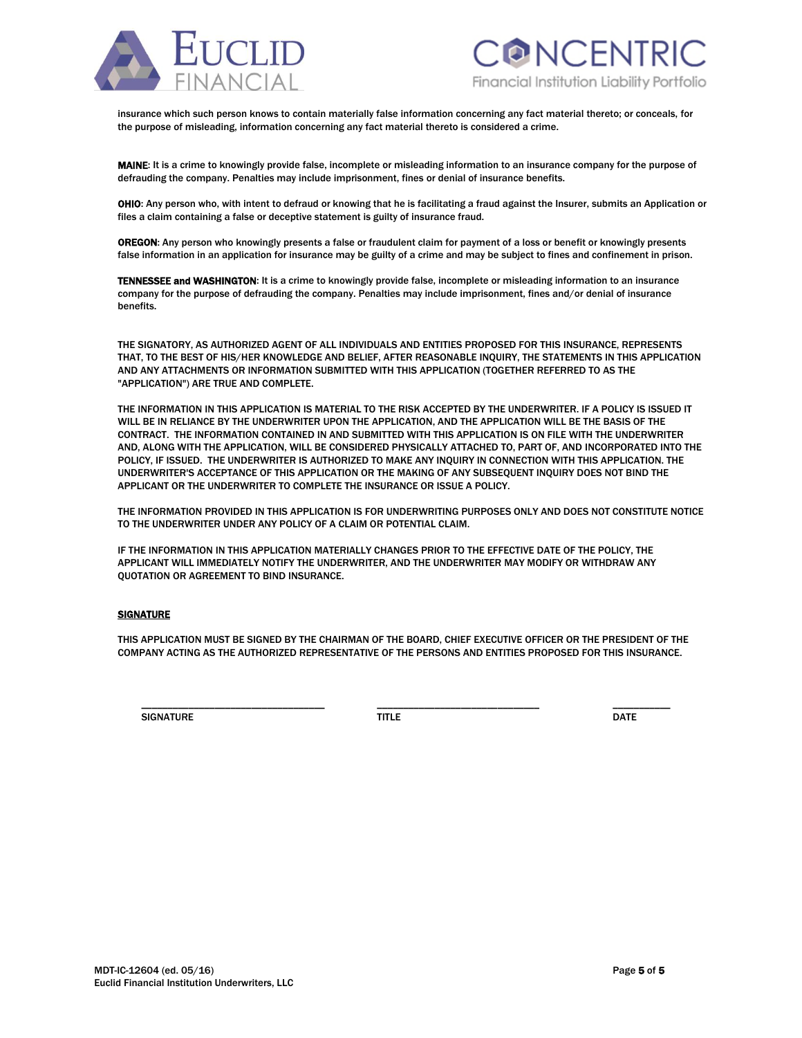insurance which such person knows to contain materially false information concerning any fact material thereto; or conceals, for the purpose of misleading, information concerning any fact material thereto is considered a crime.

**MAINE**: It is a crime to knowingly provide false, incomplete or misleading information to an insurance company for the purpose of defrauding the company. Penalties may include imprisonment, fines or denial of insurance benefits.

**OHIO**: Any person who, with intent to defraud or knowing that he is facilitating a fraud against the Insurer, submits an Application or files a claim containing a false or deceptive statement is guilty of insurance fraud.

**OREGON**: Any person who knowingly presents a false or fraudulent claim for payment of a loss or benefit or knowingly presents false information in an application for insurance may be guilty of a crime and may be subject to fines and confinement in prison.

**TENNESSEE and WASHINGTON**: It is a crime to knowingly provide false, incomplete or misleading information to an insurance company for the purpose of defrauding the company. Penalties may include imprisonment, fines and/or denial of insurance benefits.

THE SIGNATORY, AS AUTHORIZED AGENT OF ALL INDIVIDUALS AND ENTITIES PROPOSED FOR THIS INSURANCE, REPRESENTS THAT, TO THE BEST OF HIS/HER KNOWLEDGE AND BELIEF, AFTER REASONABLE INQUIRY, THE STATEMENTS IN THIS APPLICATION AND ANY ATTACHMENTS OR INFORMATION SUBMITTED WITH THIS APPLICATION (TOGETHER REFERRED TO AS THE "APPLICATION") ARE TRUE AND COMPLETE.

THE INFORMATION IN THIS APPLICATION IS MATERIAL TO THE RISK ACCEPTED BY THE UNDERWRITER. IF A POLICY IS ISSUED IT WILL BE IN RELIANCE BY THE UNDERWRITER UPON THE APPLICATION, AND THE APPLICATION WILL BE THE BASIS OF THE CONTRACT. THE INFORMATION CONTAINED IN AND SUBMITTED WITH THIS APPLICATION IS ON FILE WITH THE UNDERWRITER AND, ALONG WITH THE APPLICATION, WILL BE CONSIDERED PHYSICALLY ATTACHED TO, PART OF, AND INCORPORATED INTO THE POLICY, IF ISSUED. THE UNDERWRITER IS AUTHORIZED TO MAKE ANY INQUIRY IN CONNECTION WITH THIS APPLICATION. THE UNDERWRITER'S ACCEPTANCE OF THIS APPLICATION OR THE MAKING OF ANY SUBSEQUENT INQUIRY DOES NOT BIND THE APPLICANT OR THE UNDERWRITER TO COMPLETE THE INSURANCE OR ISSUE A POLICY.

THE INFORMATION PROVIDED IN THIS APPLICATION IS FOR UNDERWRITING PURPOSES ONLY AND DOES NOT CONSTITUTE NOTICE TO THE UNDERWRITER UNDER ANY POLICY OF A CLAIM OR POTENTIAL CLAIM.

IF THE INFORMATION IN THIS APPLICATION MATERIALLY CHANGES PRIOR TO THE EFFECTIVE DATE OF THE POLICY, THE APPLICANT WILL IMMEDIATELY NOTIFY THE UNDERWRITER, AND THE UNDERWRITER MAY MODIFY OR WITHDRAW ANY QUOTATION OR AGREEMENT TO BIND INSURANCE.

**SIGNATURE**

THIS APPLICATION MUST BE SIGNED BY THE CHAIRMAN OF THE BOARD, CHIEF EXECUTIVE OFFICER OR THE PRESIDENT OF THE COMPANY ACTING AS THE AUTHORIZED REPRESENTATIVE OF THE PERSONS AND ENTITIES PROPOSED FOR THIS INSURANCE.

| | | |
|---|---|---|
| ______________________________ | ______________________________ | __________ |
| SIGNATURE | TITLE | DATE |

MDT-IC-12604 (ed. 05/16)
Euclid Financial Institution Underwriters, LLC